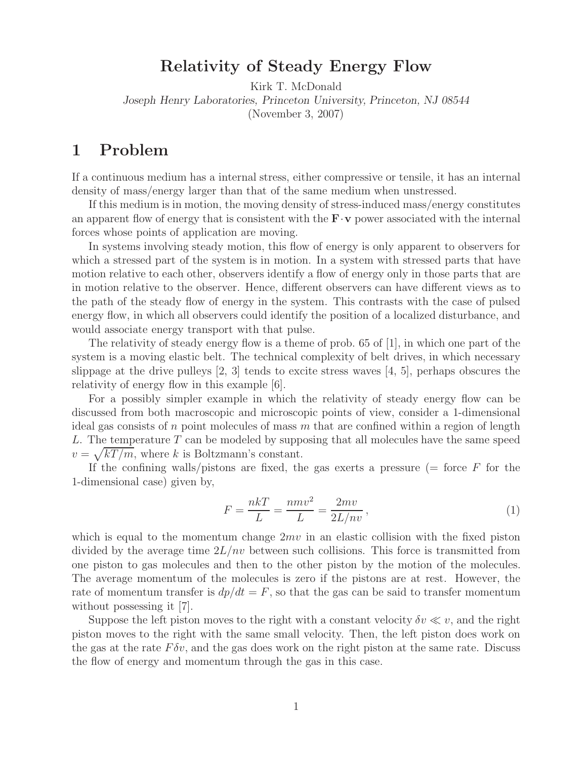# Relativity of Steady Energy Flow

Kirk T. McDonald

*Joseph Henry Laboratories, Princeton University, Princeton, NJ 08544*

(November 3, 2007)

## 1 Problem

If a continuous medium has a internal stress, either compressive or tensile, it has an internal density of mass/energy larger than that of the same medium when unstressed.

If this medium is in motion, the moving density of stress-induced mass/energy constitutes an apparent flow of energy that is consistent with the $\mathbf{F}\cdot\mathbf{v}$ power associated with the internal forces whose points of application are moving.

In systems involving steady motion, this flow of energy is only apparent to observers for which a stressed part of the system is in motion. In a system with stressed parts that have motion relative to each other, observers identify a flow of energy only in those parts that are in motion relative to the observer. Hence, different observers can have different views as to the path of the steady flow of energy in the system. This contrasts with the case of pulsed energy flow, in which all observers could identify the position of a localized disturbance, and would associate energy transport with that pulse.

The relativity of steady energy flow is a theme of prob. 65 of [1], in which one part of the system is a moving elastic belt. The technical complexity of belt drives, in which necessary slippage at the drive pulleys [2, 3] tends to excite stress waves [4, 5], perhaps obscures the relativity of energy flow in this example [6].

For a possibly simpler example in which the relativity of steady energy flow can be discussed from both macroscopic and microscopic points of view, consider a 1-dimensional ideal gas consists of $n$ point molecules of mass $m$ that are confined within a region of length $L$. The temperature $T$ can be modeled by supposing that all molecules have the same speed $v = \sqrt{kT/m}$, where $k$ is Boltzmann's constant.

If the confining walls/pistons are fixed, the gas exerts a pressure (= force $F$ for the 1-dimensional case) given by,

$$F = \frac{nkT}{L} = \frac{nmv^2}{L} = \frac{2mv}{2L/nv}\,, \tag{1}$$

which is equal to the momentum change $2mv$ in an elastic collision with the fixed piston divided by the average time $2L/nv$ between such collisions. This force is transmitted from one piston to gas molecules and then to the other piston by the motion of the molecules. The average momentum of the molecules is zero if the pistons are at rest. However, the rate of momentum transfer is $dp/dt = F$, so that the gas can be said to transfer momentum without possessing it [7].

Suppose the left piston moves to the right with a constant velocity $\delta v \ll v$, and the right piston moves to the right with the same small velocity. Then, the left piston does work on the gas at the rate $F\delta v$, and the gas does work on the right piston at the same rate. Discuss the flow of energy and momentum through the gas in this case.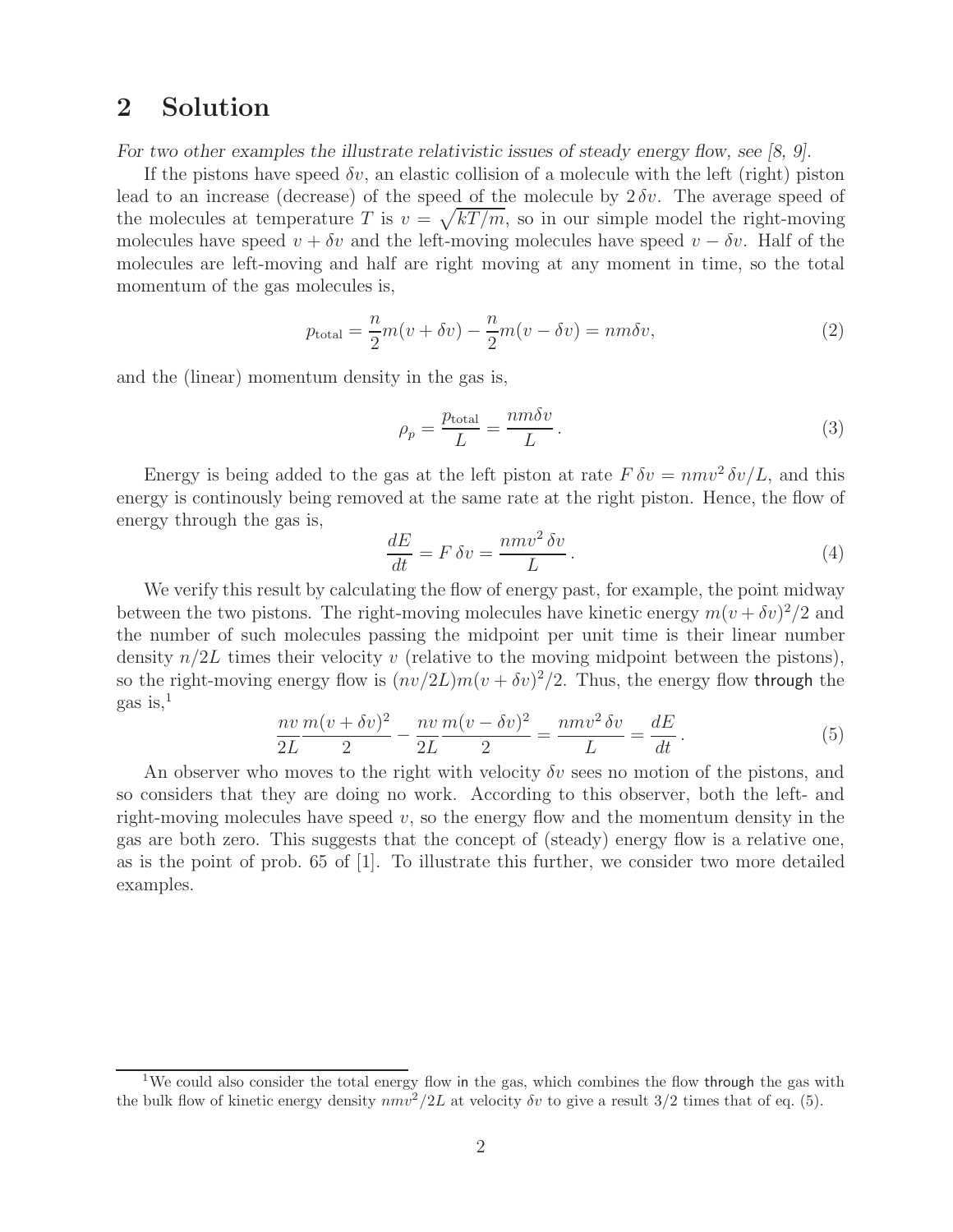## 2 Solution

*For two other examples the illustrate relativistic issues of steady energy flow, see [8, 9].*

If the pistons have speed $\delta v$, an elastic collision of a molecule with the left (right) piston lead to an increase (decrease) of the speed of the molecule by $2\,\delta v$. The average speed of the molecules at temperature $T$ is $v = \sqrt{kT/m}$, so in our simple model the right-moving molecules have speed $v + \delta v$ and the left-moving molecules have speed $v - \delta v$. Half of the molecules are left-moving and half are right moving at any moment in time, so the total momentum of the gas molecules is,

$$p_{\rm total} = \frac{n}{2} m(v + \delta v) - \frac{n}{2} m(v - \delta v) = nm\delta v, \tag{2}$$

and the (linear) momentum density in the gas is,

$$\rho_p = \frac{p_{\rm total}}{L} = \frac{nm\delta v}{L}\,. \tag{3}$$

Energy is being added to the gas at the left piston at rate $F\,\delta v = nmv^2\,\delta v/L$, and this energy is continously being removed at the same rate at the right piston. Hence, the flow of energy through the gas is,

$$\frac{dE}{dt} = F\,\delta v = \frac{nmv^2\,\delta v}{L}\,. \tag{4}$$

We verify this result by calculating the flow of energy past, for example, the point midway between the two pistons. The right-moving molecules have kinetic energy $m(v + \delta v)^2/2$ and the number of such molecules passing the midpoint per unit time is their linear number density $n/2L$ times their velocity $v$ (relative to the moving midpoint between the pistons), so the right-moving energy flow is $(nv/2L)m(v + \delta v)^2/2$. Thus, the energy flow through the gas is,[1]

$$\frac{nv}{2L}\frac{m(v + \delta v)^2}{2} - \frac{nv}{2L}\frac{m(v - \delta v)^2}{2} = \frac{nmv^2\,\delta v}{L} = \frac{dE}{dt}\,. \tag{5}$$

An observer who moves to the right with velocity $\delta v$ sees no motion of the pistons, and so considers that they are doing no work. According to this observer, both the left- and right-moving molecules have speed $v$, so the energy flow and the momentum density in the gas are both zero. This suggests that the concept of (steady) energy flow is a relative one, as is the point of prob. 65 of [1]. To illustrate this further, we consider two more detailed examples.

[1] We could also consider the total energy flow in the gas, which combines the flow through the gas with the bulk flow of kinetic energy density $nmv^2/2L$ at velocity $\delta v$ to give a result 3/2 times that of eq. (5).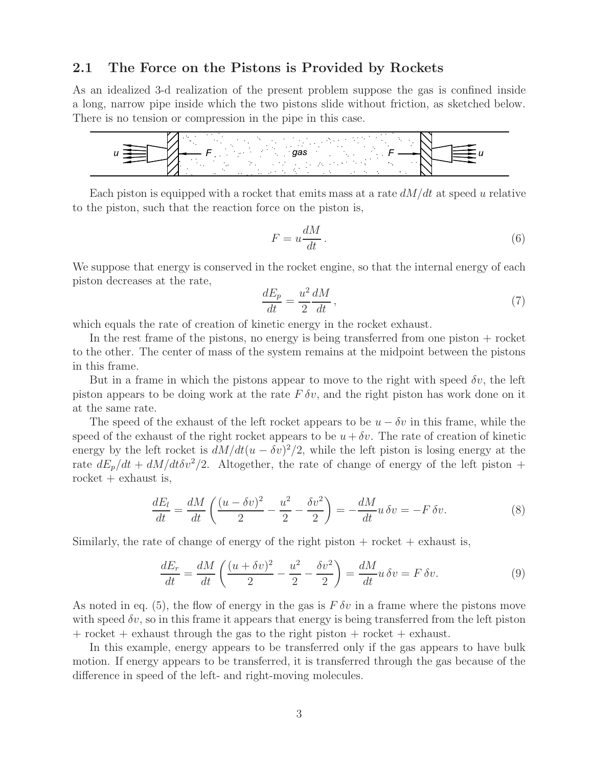## 2.1 The Force on the Pistons is Provided by Rockets

As an idealized 3-d realization of the present problem suppose the gas is confined inside a long, narrow pipe inside which the two pistons slide without friction, as sketched below. There is no tension or compression in the pipe in this case.

Each piston is equipped with a rocket that emits mass at a rate $dM/dt$ at speed $u$ relative to the piston, such that the reaction force on the piston is,

$$F = u\frac{dM}{dt}\,. \tag{6}$$

We suppose that energy is conserved in the rocket engine, so that the internal energy of each piston decreases at the rate,

$$\frac{dE_p}{dt} = \frac{u^2}{2}\frac{dM}{dt}\,, \tag{7}$$

which equals the rate of creation of kinetic energy in the rocket exhaust.

In the rest frame of the pistons, no energy is being transferred from one piston + rocket to the other. The center of mass of the system remains at the midpoint between the pistons in this frame.

But in a frame in which the pistons appear to move to the right with speed $\delta v$, the left piston appears to be doing work at the rate $F\,\delta v$, and the right piston has work done on it at the same rate.

The speed of the exhaust of the left rocket appears to be $u - \delta v$ in this frame, while the speed of the exhaust of the right rocket appears to be $u + \delta v$. The rate of creation of kinetic energy by the left rocket is $dM/dt(u - \delta v)^2/2$, while the left piston is losing energy at the rate $dE_p/dt + dM/dt\delta v^2/2$. Altogether, the rate of change of energy of the left piston + rocket + exhaust is,

$$\frac{dE_l}{dt} = \frac{dM}{dt}\left(\frac{(u-\delta v)^2}{2} - \frac{u^2}{2} - \frac{\delta v^2}{2}\right) = -\frac{dM}{dt}u\,\delta v = -F\,\delta v. \tag{8}$$

Similarly, the rate of change of energy of the right piston + rocket + exhaust is,

$$\frac{dE_r}{dt} = \frac{dM}{dt}\left(\frac{(u+\delta v)^2}{2} - \frac{u^2}{2} - \frac{\delta v^2}{2}\right) = \frac{dM}{dt}u\,\delta v = F\,\delta v. \tag{9}$$

As noted in eq. (5), the flow of energy in the gas is $F\,\delta v$ in a frame where the pistons move with speed $\delta v$, so in this frame it appears that energy is being transferred from the left piston + rocket + exhaust through the gas to the right piston + rocket + exhaust.

In this example, energy appears to be transferred only if the gas appears to have bulk motion. If energy appears to be transferred, it is transferred through the gas because of the difference in speed of the left- and right-moving molecules.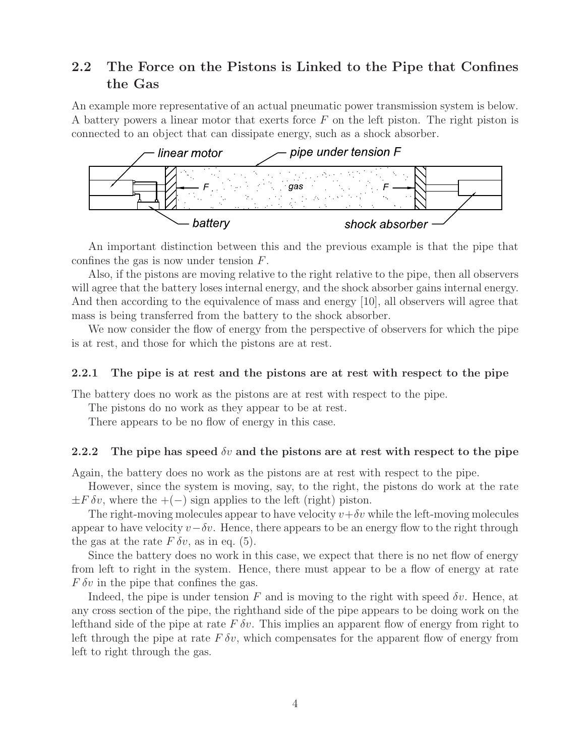## 2.2 The Force on the Pistons is Linked to the Pipe that Confines the Gas

An example more representative of an actual pneumatic power transmission system is below. A battery powers a linear motor that exerts force $F$ on the left piston. The right piston is connected to an object that can dissipate energy, such as a shock absorber.

linear motor — pipe under tension $F$ — battery — gas — shock absorber

An important distinction between this and the previous example is that the pipe that confines the gas is now under tension $F$.

Also, if the pistons are moving relative to the right relative to the pipe, then all observers will agree that the battery loses internal energy, and the shock absorber gains internal energy. And then according to the equivalence of mass and energy [10], all observers will agree that mass is being transferred from the battery to the shock absorber.

We now consider the flow of energy from the perspective of observers for which the pipe is at rest, and those for which the pistons are at rest.

### 2.2.1 The pipe is at rest and the pistons are at rest with respect to the pipe

The battery does no work as the pistons are at rest with respect to the pipe.

The pistons do no work as they appear to be at rest.

There appears to be no flow of energy in this case.

### 2.2.2 The pipe has speed $\delta v$ and the pistons are at rest with respect to the pipe

Again, the battery does no work as the pistons are at rest with respect to the pipe.

However, since the system is moving, say, to the right, the pistons do work at the rate $\pm F\,\delta v$, where the $+(-)$ sign applies to the left (right) piston.

The right-moving molecules appear to have velocity $v + \delta v$ while the left-moving molecules appear to have velocity $v - \delta v$. Hence, there appears to be an energy flow to the right through the gas at the rate $F\,\delta v$, as in eq. (5).

Since the battery does no work in this case, we expect that there is no net flow of energy from left to right in the system. Hence, there must appear to be a flow of energy at rate $F\,\delta v$ in the pipe that confines the gas.

Indeed, the pipe is under tension $F$ and is moving to the right with speed $\delta v$. Hence, at any cross section of the pipe, the righthand side of the pipe appears to be doing work on the lefthand side of the pipe at rate $F\,\delta v$. This implies an apparent flow of energy from right to left through the pipe at rate $F\,\delta v$, which compensates for the apparent flow of energy from left to right through the gas.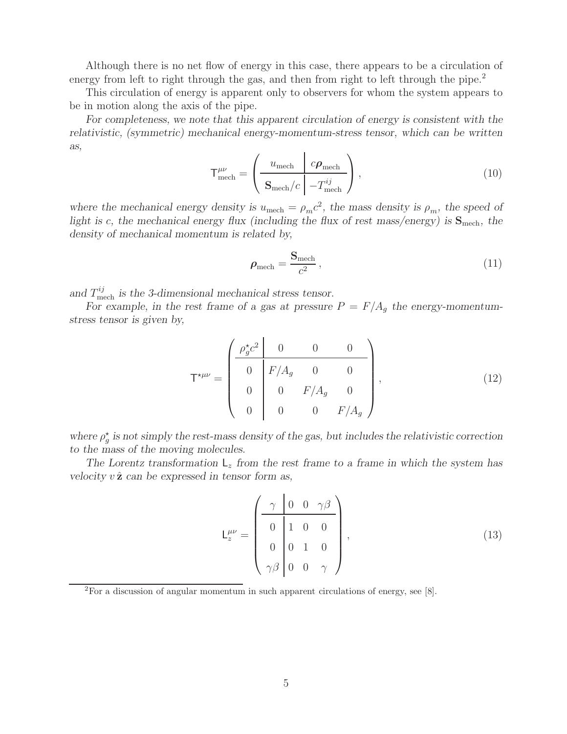Although there is no net flow of energy in this case, there appears to be a circulation of energy from left to right through the gas, and then from right to left through the pipe.[2]

This circulation of energy is apparent only to observers for whom the system appears to be in motion along the axis of the pipe.

*For completeness, we note that this apparent circulation of energy is consistent with the relativistic, (symmetric) mechanical energy-momentum-stress tensor, which can be written as,*

$$
\mathsf{T}^{\mu\nu}_{\rm mech} = \left( \begin{array}{c|c} u_{\rm mech} & c\boldsymbol{\rho}_{\rm mech} \\ \hline \mathbf{S}_{\rm mech}/c & -T^{ij}_{\rm mech} \end{array} \right), \tag{10}
$$

*where the mechanical energy density is $u_{\rm mech} = \rho_m c^2$, the mass density is $\rho_m$, the speed of light is $c$, the mechanical energy flux (including the flux of rest mass/energy) is $\mathbf{S}_{\rm mech}$, the density of mechanical momentum is related by,*

$$
\boldsymbol{\rho}_{\rm mech} = \frac{\mathbf{S}_{\rm mech}}{c^2}, \tag{11}
$$

*and $T^{ij}_{\rm mech}$ is the 3-dimensional mechanical stress tensor.*

*For example, in the rest frame of a gas at pressure $P = F/A_g$ the energy-momentum-stress tensor is given by,*

$$
\mathsf{T}^{\star\mu\nu} = \left( \begin{array}{c|ccc} \rho_g^\star c^2 & 0 & 0 & 0 \\ \hline 0 & F/A_g & 0 & 0 \\ 0 & 0 & F/A_g & 0 \\ 0 & 0 & 0 & F/A_g \end{array} \right), \tag{12}
$$

*where $\rho_g^\star$ is not simply the rest-mass density of the gas, but includes the relativistic correction to the mass of the moving molecules.*

*The Lorentz transformation $\mathsf{L}_z$ from the rest frame to a frame in which the system has velocity $v\,\hat{\mathbf{z}}$ can be expressed in tensor form as,*

$$
\mathsf{L}^{\mu\nu}_z = \left( \begin{array}{c|ccc} \gamma & 0 & 0 & \gamma\beta \\ \hline 0 & 1 & 0 & 0 \\ 0 & 0 & 1 & 0 \\ \gamma\beta & 0 & 0 & \gamma \end{array} \right), \tag{13}
$$

[2] For a discussion of angular momentum in such apparent circulations of energy, see [8].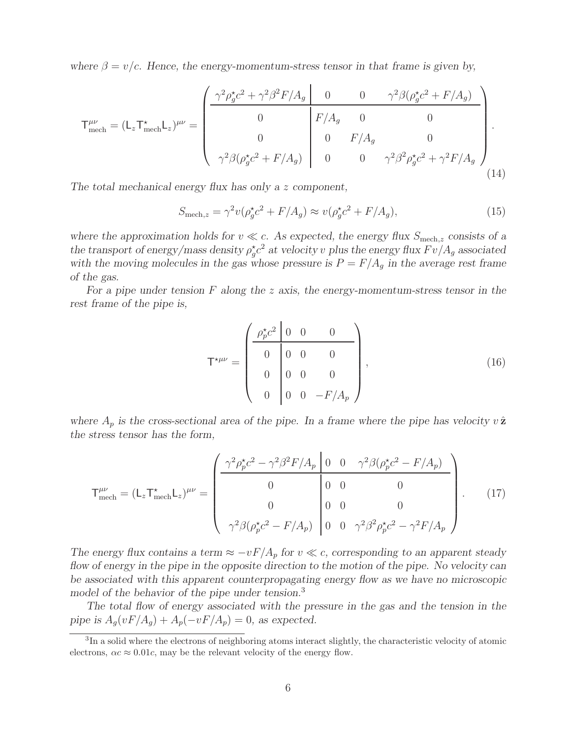*where $\beta = v/c$. Hence, the energy-momentum-stress tensor in that frame is given by,*

$$
\mathsf{T}^{\mu\nu}_{\rm mech} = (\mathsf{L}_z \mathsf{T}^\star_{\rm mech} \mathsf{L}_z)^{\mu\nu} = \left( \begin{array}{c|ccc} \gamma^2 \rho_g^\star c^2 + \gamma^2\beta^2 F/A_g & 0 & 0 & \gamma^2\beta(\rho_g^\star c^2 + F/A_g) \\ \hline 0 & F/A_g & 0 & 0 \\ 0 & 0 & F/A_g & 0 \\ \gamma^2\beta(\rho_g^\star c^2 + F/A_g) & 0 & 0 & \gamma^2\beta^2 \rho_g^\star c^2 + \gamma^2 F/A_g \end{array} \right). \tag{14}
$$

*The total mechanical energy flux has only a $z$ component,*

$$
S_{{\rm mech},z} = \gamma^2 v(\rho_g^\star c^2 + F/A_g) \approx v(\rho_g^\star c^2 + F/A_g), \tag{15}
$$

*where the approximation holds for $v \ll c$. As expected, the energy flux $S_{{\rm mech},z}$ consists of a the transport of energy/mass density $\rho_g^\star c^2$ at velocity $v$ plus the energy flux $Fv/A_g$ associated with the moving molecules in the gas whose pressure is $P = F/A_g$ in the average rest frame of the gas.*

*For a pipe under tension $F$ along the $z$ axis, the energy-momentum-stress tensor in the rest frame of the pipe is,*

$$
\mathsf{T}^{\star\mu\nu} = \left( \begin{array}{c|ccc} \rho_p^\star c^2 & 0 & 0 & 0 \\ \hline 0 & 0 & 0 & 0 \\ 0 & 0 & 0 & 0 \\ 0 & 0 & 0 & -F/A_p \end{array} \right), \tag{16}
$$

*where $A_p$ is the cross-sectional area of the pipe. In a frame where the pipe has velocity $v\,\hat{\mathbf{z}}$ the stress tensor has the form,*

$$
\mathsf{T}^{\mu\nu}_{\rm mech} = (\mathsf{L}_z \mathsf{T}^\star_{\rm mech} \mathsf{L}_z)^{\mu\nu} = \left( \begin{array}{c|ccc} \gamma^2 \rho_p^\star c^2 - \gamma^2\beta^2 F/A_p & 0 & 0 & \gamma^2\beta(\rho_p^\star c^2 - F/A_p) \\ \hline 0 & 0 & 0 & 0 \\ 0 & 0 & 0 & 0 \\ \gamma^2\beta(\rho_p^\star c^2 - F/A_p) & 0 & 0 & \gamma^2\beta^2 \rho_p^\star c^2 - \gamma^2 F/A_p \end{array} \right). \tag{17}
$$

*The energy flux contains a term $\approx -vF/A_p$ for $v \ll c$, corresponding to an apparent steady flow of energy in the pipe in the opposite direction to the motion of the pipe. No velocity can be associated with this apparent counterpropagating energy flow as we have no microscopic model of the behavior of the pipe under tension.*[3]

*The total flow of energy associated with the pressure in the gas and the tension in the pipe is $A_g(vF/A_g) + A_p(-vF/A_p) = 0$, as expected.*

---

[3] In a solid where the electrons of neighboring atoms interact slightly, the characteristic velocity of atomic electrons, $\alpha c \approx 0.01c$, may be the relevant velocity of the energy flow.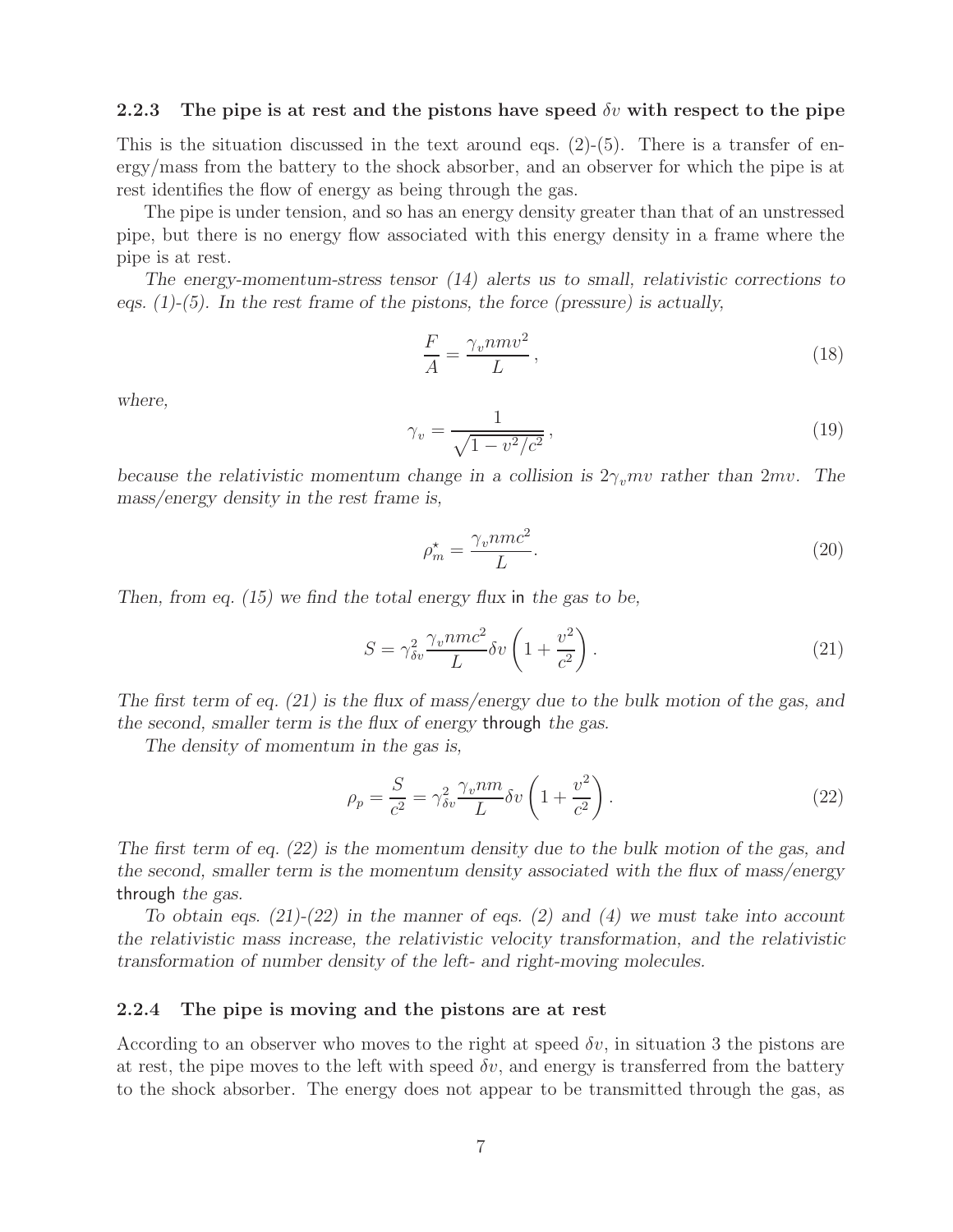### 2.2.3 The pipe is at rest and the pistons have speed $\delta v$ with respect to the pipe

This is the situation discussed in the text around eqs. (2)-(5). There is a transfer of energy/mass from the battery to the shock absorber, and an observer for which the pipe is at rest identifies the flow of energy as being through the gas.

The pipe is under tension, and so has an energy density greater than that of an unstressed pipe, but there is no energy flow associated with this energy density in a frame where the pipe is at rest.

*The energy-momentum-stress tensor (14) alerts us to small, relativistic corrections to eqs. (1)-(5). In the rest frame of the pistons, the force (pressure) is actually,*

$$\frac{F}{A} = \frac{\gamma_v n m v^2}{L}, \tag{18}$$

*where,*

$$\gamma_v = \frac{1}{\sqrt{1 - v^2/c^2}}, \tag{19}$$

*because the relativistic momentum change in a collision is $2\gamma_v m v$ rather than $2mv$. The mass/energy density in the rest frame is,*

$$\rho_m^{\star} = \frac{\gamma_v n m c^2}{L}. \tag{20}$$

*Then, from eq. (15) we find the total energy flux* in *the gas to be,*

$$S = \gamma_{\delta v}^2 \frac{\gamma_v n m c^2}{L} \delta v \left(1 + \frac{v^2}{c^2}\right). \tag{21}$$

*The first term of eq. (21) is the flux of mass/energy due to the bulk motion of the gas, and the second, smaller term is the flux of energy* through *the gas.*

*The density of momentum in the gas is,*

$$\rho_p = \frac{S}{c^2} = \gamma_{\delta v}^2 \frac{\gamma_v n m}{L} \delta v \left(1 + \frac{v^2}{c^2}\right). \tag{22}$$

*The first term of eq. (22) is the momentum density due to the bulk motion of the gas, and the second, smaller term is the momentum density associated with the flux of mass/energy* through *the gas.*

*To obtain eqs. (21)-(22) in the manner of eqs. (2) and (4) we must take into account the relativistic mass increase, the relativistic velocity transformation, and the relativistic transformation of number density of the left- and right-moving molecules.*

### 2.2.4 The pipe is moving and the pistons are at rest

According to an observer who moves to the right at speed $\delta v$, in situation 3 the pistons are at rest, the pipe moves to the left with speed $\delta v$, and energy is transferred from the battery to the shock absorber. The energy does not appear to be transmitted through the gas, as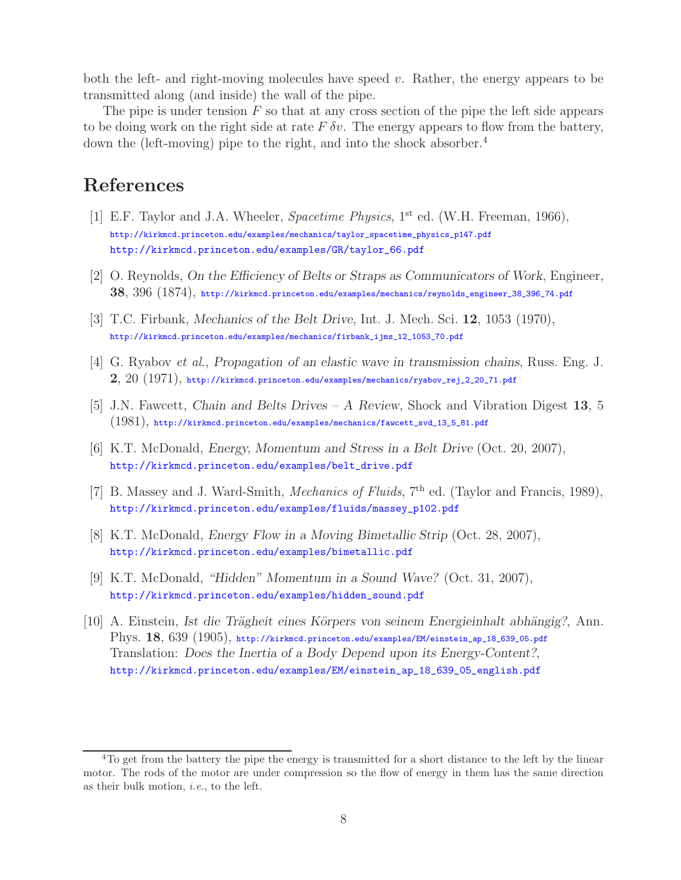both the left- and right-moving molecules have speed $v$. Rather, the energy appears to be transmitted along (and inside) the wall of the pipe.

The pipe is under tension $F$ so that at any cross section of the pipe the left side appears to be doing work on the right side at rate $F\,\delta v$. The energy appears to flow from the battery, down the (left-moving) pipe to the right, and into the shock absorber.[4]

## References

[1] E.F. Taylor and J.A. Wheeler, *Spacetime Physics*, 1st ed. (W.H. Freeman, 1966), http://kirkmcd.princeton.edu/examples/mechanics/taylor_spacetime_physics_p147.pdf http://kirkmcd.princeton.edu/examples/GR/taylor_66.pdf

[2] O. Reynolds, *On the Efficiency of Belts or Straps as Communicators of Work*, Engineer, **38**, 396 (1874), http://kirkmcd.princeton.edu/examples/mechanics/reynolds_engineer_38_396_74.pdf

[3] T.C. Firbank, *Mechanics of the Belt Drive*, Int. J. Mech. Sci. **12**, 1053 (1970), http://kirkmcd.princeton.edu/examples/mechanics/firbank_ijms_12_1053_70.pdf

[4] G. Ryabov *et al.*, *Propagation of an elastic wave in transmission chains*, Russ. Eng. J. **2**, 20 (1971), http://kirkmcd.princeton.edu/examples/mechanics/ryabov_rej_2_20_71.pdf

[5] J.N. Fawcett, *Chain and Belts Drives – A Review*, Shock and Vibration Digest **13**, 5 (1981), http://kirkmcd.princeton.edu/examples/mechanics/fawcett_svd_13_5_81.pdf

[6] K.T. McDonald, *Energy, Momentum and Stress in a Belt Drive* (Oct. 20, 2007), http://kirkmcd.princeton.edu/examples/belt_drive.pdf

[7] B. Massey and J. Ward-Smith, *Mechanics of Fluids*, 7th ed. (Taylor and Francis, 1989), http://kirkmcd.princeton.edu/examples/fluids/massey_p102.pdf

[8] K.T. McDonald, *Energy Flow in a Moving Bimetallic Strip* (Oct. 28, 2007), http://kirkmcd.princeton.edu/examples/bimetallic.pdf

[9] K.T. McDonald, *"Hidden" Momentum in a Sound Wave?* (Oct. 31, 2007), http://kirkmcd.princeton.edu/examples/hidden_sound.pdf

[10] A. Einstein, *Ist die Trägheit eines Körpers von seinem Energieinhalt abhängig?*, Ann. Phys. **18**, 639 (1905), http://kirkmcd.princeton.edu/examples/EM/einstein_ap_18_639_05.pdf
Translation: *Does the Inertia of a Body Depend upon its Energy-Content?*, http://kirkmcd.princeton.edu/examples/EM/einstein_ap_18_639_05_english.pdf

---

[4] To get from the battery the pipe the energy is transmitted for a short distance to the left by the linear motor. The rods of the motor are under compression so the flow of energy in them has the same direction as their bulk motion, *i.e.*, to the left.